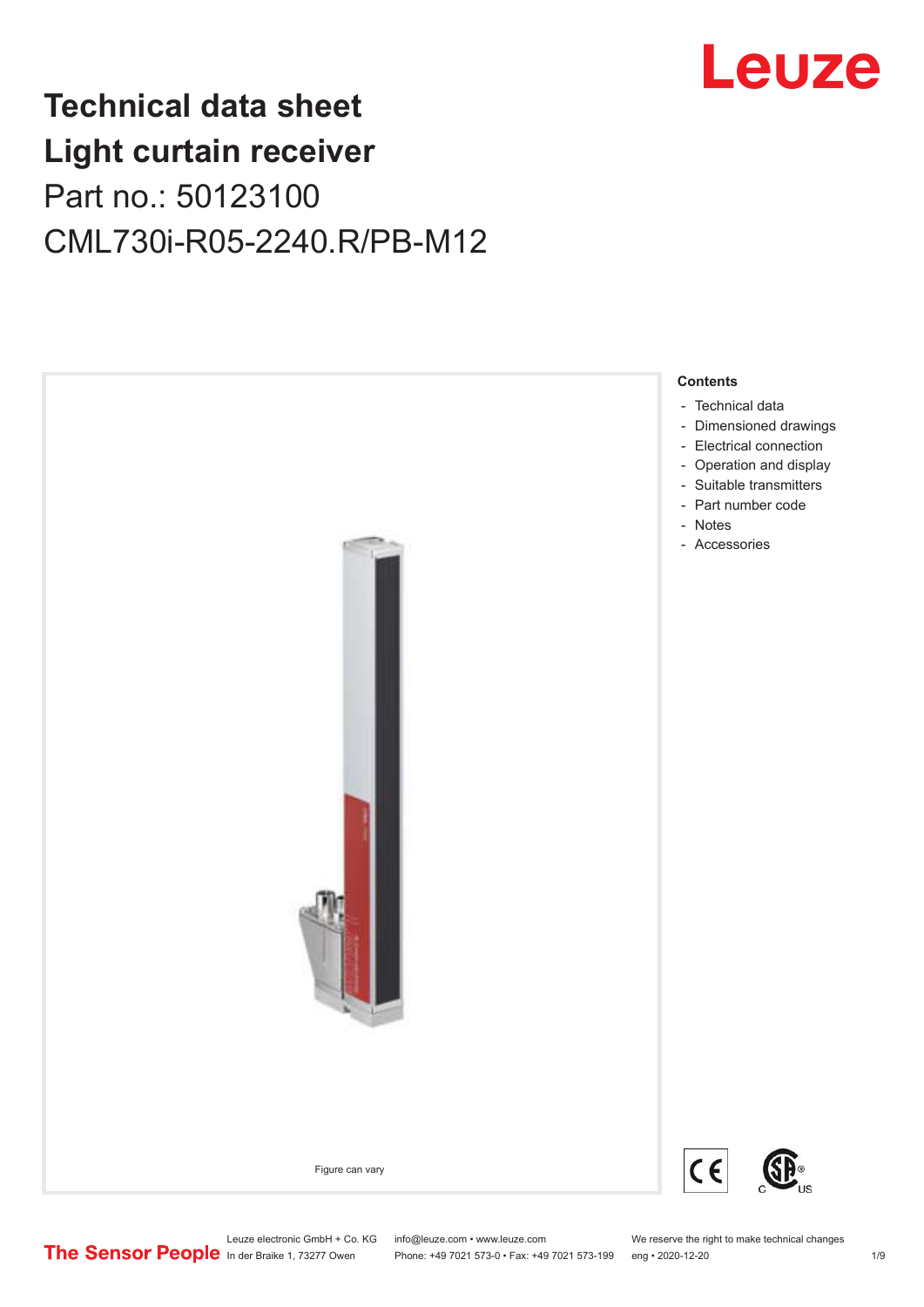# Technical data sheet
# Light curtain receiver

Part no.: 50123100

CML730i-R05-2240.R/PB-M12

Figure can vary

**Contents**

- Technical data
- Dimensioned drawings
- Electrical connection
- Operation and display
- Suitable transmitters
- Part number code
- Notes
- Accessories

Leuze electronic GmbH + Co. KG
In der Braike 1, 73277 Owen

info@leuze.com • www.leuze.com
Phone: +49 7021 573-0 • Fax: +49 7021 573-199

We reserve the right to make technical changes
eng • 2020-12-20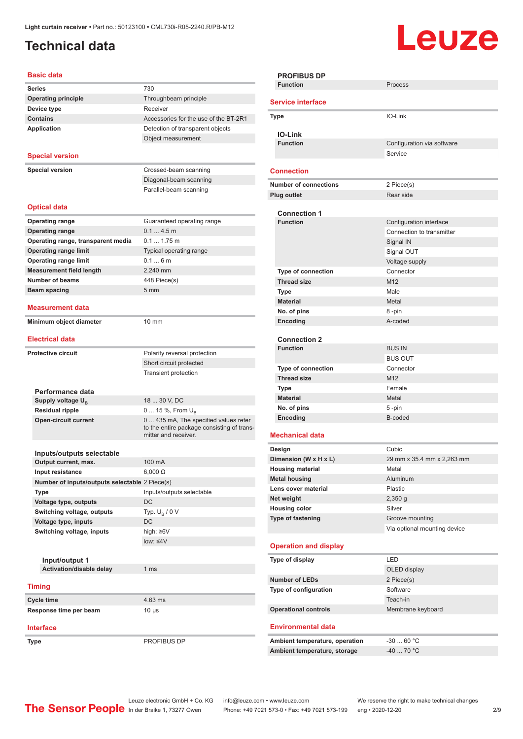# Technical data

## Basic data

| | |
|---|---|
| **Series** | 730 |
| **Operating principle** | Throughbeam principle |
| **Device type** | Receiver |
| **Contains** | Accessories for the use of the BT-2R1 |
| **Application** | Detection of transparent objects |
| | Object measurement |

## Special version

| | |
|---|---|
| **Special version** | Crossed-beam scanning |
| | Diagonal-beam scanning |
| | Parallel-beam scanning |

## Optical data

| | |
|---|---|
| **Operating range** | Guaranteed operating range |
| **Operating range** | 0.1 ... 4.5 m |
| **Operating range, transparent media** | 0.1 ... 1.75 m |
| **Operating range limit** | Typical operating range |
| **Operating range limit** | 0.1 ... 6 m |
| **Measurement field length** | 2,240 mm |
| **Number of beams** | 448 Piece(s) |
| **Beam spacing** | 5 mm |

## Measurement data

| | |
|---|---|
| **Minimum object diameter** | 10 mm |

## Electrical data

| | |
|---|---|
| **Protective circuit** | Polarity reversal protection |
| | Short circuit protected |
| | Transient protection |

### Performance data

| | |
|---|---|
| **Supply voltage $U_B$** | 18 ... 30 V, DC |
| **Residual ripple** | 0 ... 15 %, From $U_B$ |
| **Open-circuit current** | 0 ... 435 mA, The specified values refer to the entire package consisting of transmitter and receiver. |

### Inputs/outputs selectable

| | |
|---|---|
| **Output current, max.** | 100 mA |
| **Input resistance** | 6,000 Ω |
| **Number of inputs/outputs selectable** | 2 Piece(s) |
| **Type** | Inputs/outputs selectable |
| **Voltage type, outputs** | DC |
| **Switching voltage, outputs** | Typ. $U_B$ / 0 V |
| **Voltage type, inputs** | DC |
| **Switching voltage, inputs** | high: ≥6V |
| | low: ≤4V |

#### Input/output 1

| | |
|---|---|
| **Activation/disable delay** | 1 ms |

## Timing

| | |
|---|---|
| **Cycle time** | 4.63 ms |
| **Response time per beam** | 10 µs |

## Interface

| | |
|---|---|
| **Type** | PROFIBUS DP |

### PROFIBUS DP

| | |
|---|---|
| **Function** | Process |

## Service interface

| | |
|---|---|
| **Type** | IO-Link |

### IO-Link

| | |
|---|---|
| **Function** | Configuration via software |
| | Service |

## Connection

| | |
|---|---|
| **Number of connections** | 2 Piece(s) |
| **Plug outlet** | Rear side |

### Connection 1

| | |
|---|---|
| **Function** | Configuration interface |
| | Connection to transmitter |
| | Signal IN |
| | Signal OUT |
| | Voltage supply |
| **Type of connection** | Connector |
| **Thread size** | M12 |
| **Type** | Male |
| **Material** | Metal |
| **No. of pins** | 8 -pin |
| **Encoding** | A-coded |

### Connection 2

| | |
|---|---|
| **Function** | BUS IN |
| | BUS OUT |
| **Type of connection** | Connector |
| **Thread size** | M12 |
| **Type** | Female |
| **Material** | Metal |
| **No. of pins** | 5 -pin |
| **Encoding** | B-coded |

## Mechanical data

| | |
|---|---|
| **Design** | Cubic |
| **Dimension (W x H x L)** | 29 mm x 35.4 mm x 2,263 mm |
| **Housing material** | Metal |
| **Metal housing** | Aluminum |
| **Lens cover material** | Plastic |
| **Net weight** | 2,350 g |
| **Housing color** | Silver |
| **Type of fastening** | Groove mounting |
| | Via optional mounting device |

## Operation and display

| | |
|---|---|
| **Type of display** | LED |
| | OLED display |
| **Number of LEDs** | 2 Piece(s) |
| **Type of configuration** | Software |
| | Teach-in |
| **Operational controls** | Membrane keyboard |

## Environmental data

| | |
|---|---|
| **Ambient temperature, operation** | -30 ... 60 °C |
| **Ambient temperature, storage** | -40 ... 70 °C |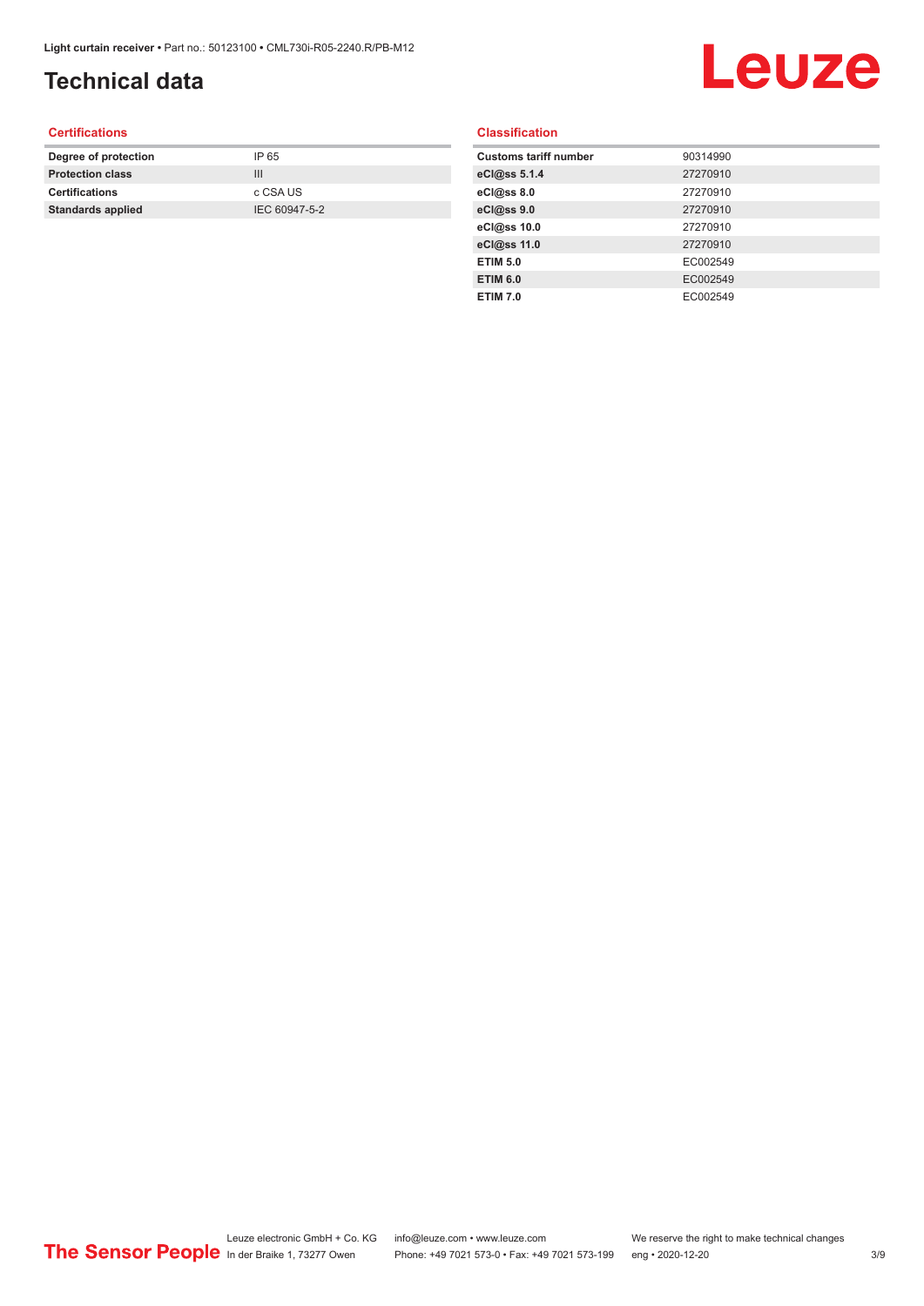# Technical data

## Certifications

| | |
|---|---|
| **Degree of protection** | IP 65 |
| **Protection class** | III |
| **Certifications** | c CSA US |
| **Standards applied** | IEC 60947-5-2 |

## Classification

| | |
|---|---|
| **Customs tariff number** | 90314990 |
| **eCl@ss 5.1.4** | 27270910 |
| **eCl@ss 8.0** | 27270910 |
| **eCl@ss 9.0** | 27270910 |
| **eCl@ss 10.0** | 27270910 |
| **eCl@ss 11.0** | 27270910 |
| **ETIM 5.0** | EC002549 |
| **ETIM 6.0** | EC002549 |
| **ETIM 7.0** | EC002549 |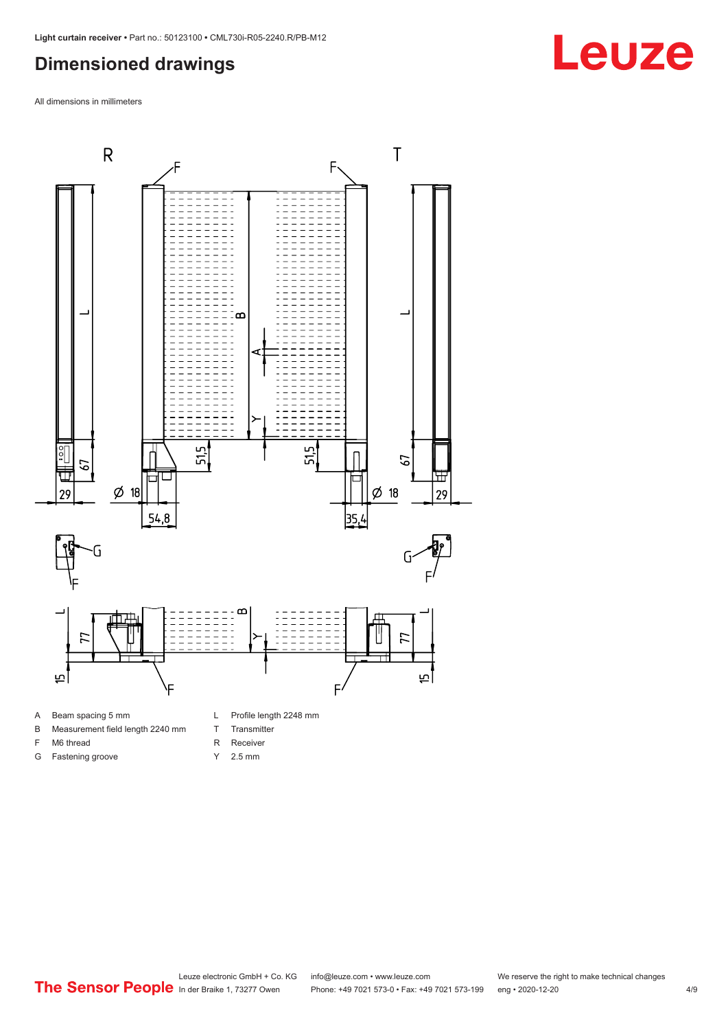# Dimensioned drawings

All dimensions in millimeters

| | | | |
|---|---|---|---|
| A | Beam spacing 5 mm | L | Profile length 2248 mm |
| B | Measurement field length 2240 mm | T | Transmitter |
| F | M6 thread | R | Receiver |
| G | Fastening groove | Y | 2.5 mm |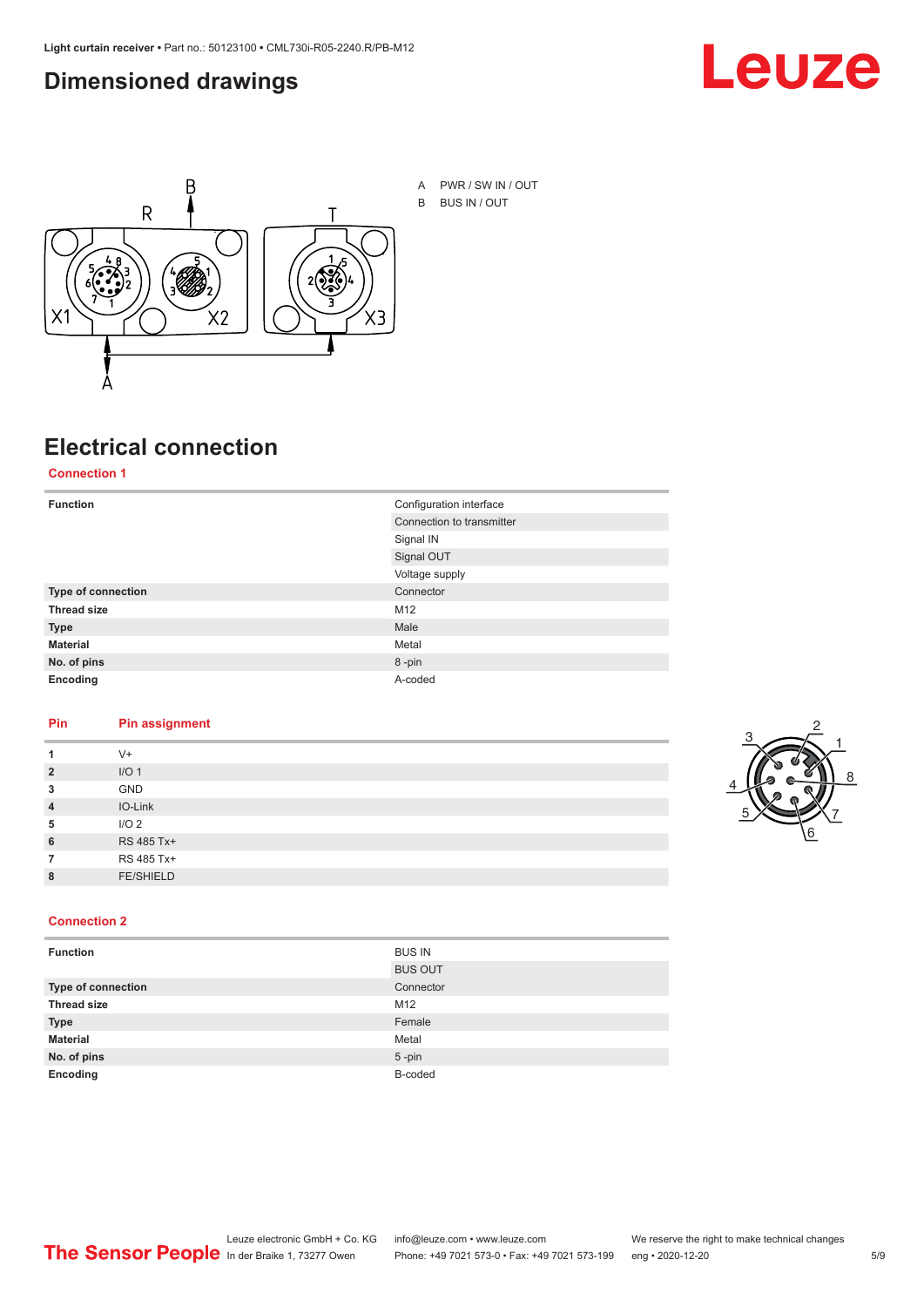# Dimensioned drawings

A PWR / SW IN / OUT

B BUS IN / OUT

# Electrical connection

## Connection 1

| | |
|---|---|
| **Function** | Configuration interface |
| | Connection to transmitter |
| | Signal IN |
| | Signal OUT |
| | Voltage supply |
| **Type of connection** | Connector |
| **Thread size** | M12 |
| **Type** | Male |
| **Material** | Metal |
| **No. of pins** | 8 -pin |
| **Encoding** | A-coded |

| Pin | Pin assignment |
|---|---|
| **1** | V+ |
| **2** | I/O 1 |
| **3** | GND |
| **4** | IO-Link |
| **5** | I/O 2 |
| **6** | RS 485 Tx+ |
| **7** | RS 485 Tx+ |
| **8** | FE/SHIELD |

## Connection 2

| | |
|---|---|
| **Function** | BUS IN |
| | BUS OUT |
| **Type of connection** | Connector |
| **Thread size** | M12 |
| **Type** | Female |
| **Material** | Metal |
| **No. of pins** | 5 -pin |
| **Encoding** | B-coded |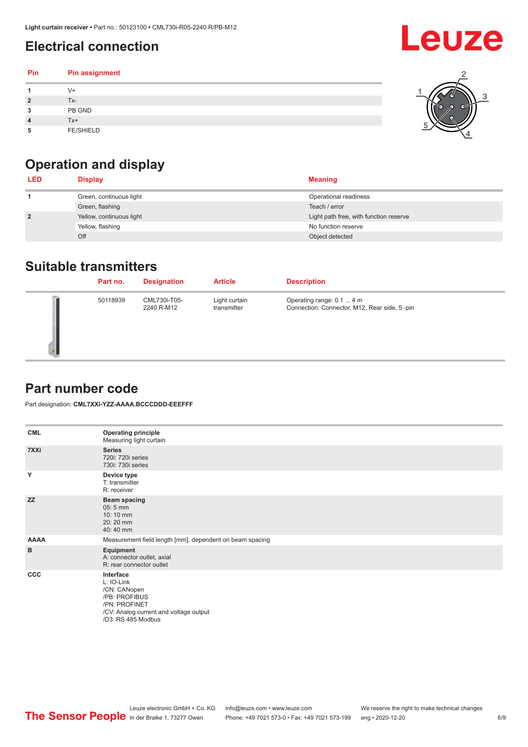## Electrical connection

| Pin | Pin assignment |
|---|---|
| 1 | V+ |
| 2 | Tx- |
| 3 | PB GND |
| 4 | Tx+ |
| 5 | FE/SHIELD |

## Operation and display

| LED | Display | Meaning |
|---|---|---|
| 1 | Green, continuous light | Operational readiness |
| | Green, flashing | Teach / error |
| 2 | Yellow, continuous light | Light path free, with function reserve |
| | Yellow, flashing | No function reserve |
| | Off | Object detected |

## Suitable transmitters

| Part no. | Designation | Article | Description |
|---|---|---|---|
| 50118939 | CML730i-T05-2240.R-M12 | Light curtain transmitter | Operating range: 0.1 ... 4 m<br>Connection: Connector, M12, Rear side, 5 -pin |

## Part number code

Part designation: **CML7XXi-YZZ-AAAA.BCCCDDD-EEEFFF**

| | |
|---|---|
| **CML** | **Operating principle**<br>Measuring light curtain |
| **7XXi** | **Series**<br>720i: 720i series<br>730i: 730i series |
| **Y** | **Device type**<br>T: transmitter<br>R: receiver |
| **ZZ** | **Beam spacing**<br>05: 5 mm<br>10: 10 mm<br>20: 20 mm<br>40: 40 mm |
| **AAAA** | Measurement field length [mm], dependent on beam spacing |
| **B** | **Equipment**<br>A: connector outlet, axial<br>R: rear connector outlet |
| **CCC** | **Interface**<br>L: IO-Link<br>/CN: CANopen<br>/PB: PROFIBUS<br>/PN: PROFINET<br>/CV: Analog current and voltage output<br>/D3: RS 485 Modbus |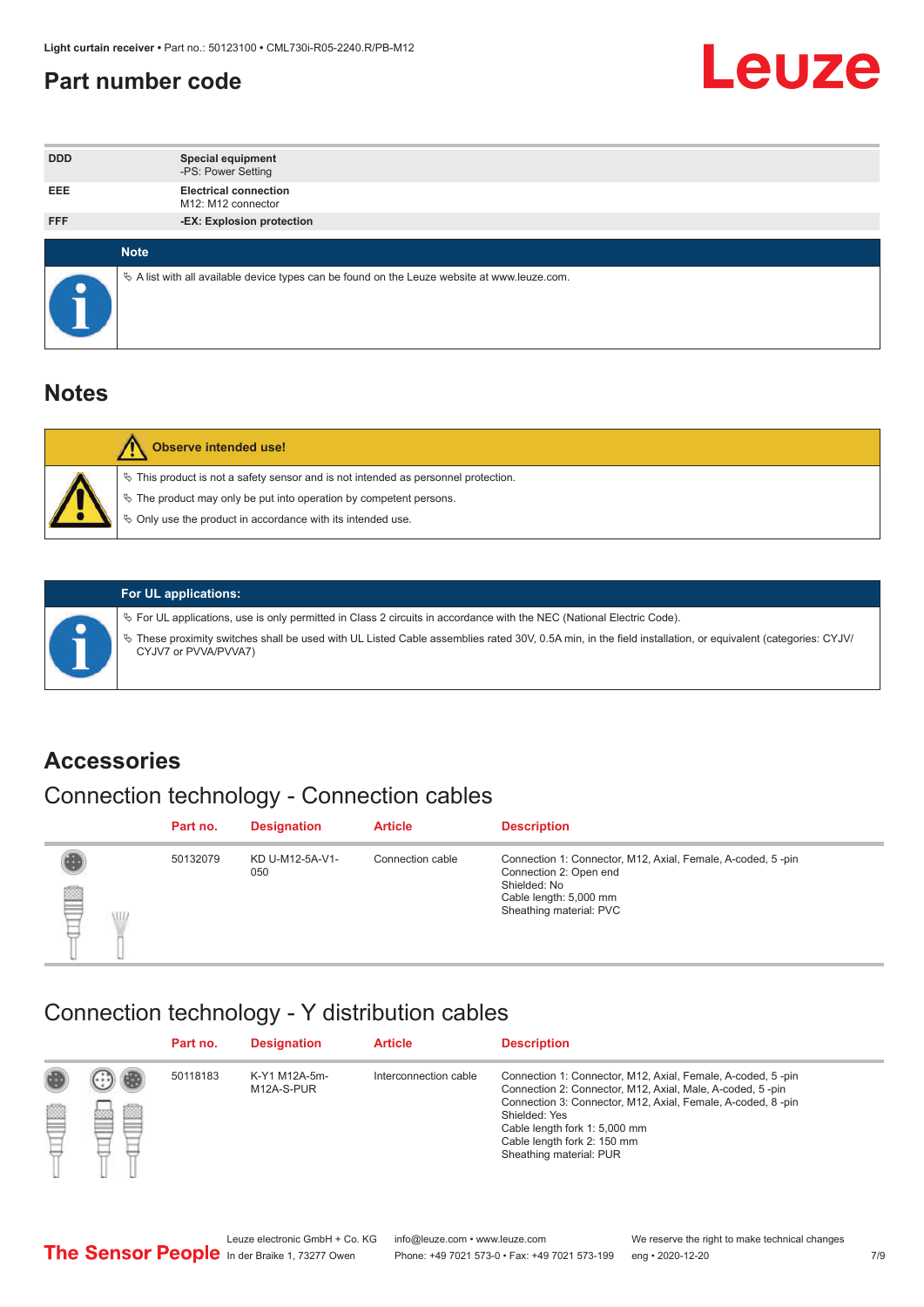# Part number code

| | |
|---|---|
| DDD | **Special equipment**<br>-PS: Power Setting |
| EEE | **Electrical connection**<br>M12: M12 connector |
| FFF | **-EX: Explosion protection** |

**Note**

- A list with all available device types can be found on the Leuze website at www.leuze.com.

## Notes

**Observe intended use!**

- This product is not a safety sensor and is not intended as personnel protection.
- The product may only be put into operation by competent persons.
- Only use the product in accordance with its intended use.

**For UL applications:**

- For UL applications, use is only permitted in Class 2 circuits in accordance with the NEC (National Electric Code).
- These proximity switches shall be used with UL Listed Cable assemblies rated 30V, 0.5A min, in the field installation, or equivalent (categories: CYJV/CYJV7 or PVVA/PVVA7)

## Accessories

### Connection technology - Connection cables

| Part no. | Designation | Article | Description |
|---|---|---|---|
| 50132079 | KD U-M12-5A-V1-050 | Connection cable | Connection 1: Connector, M12, Axial, Female, A-coded, 5 -pin<br>Connection 2: Open end<br>Shielded: No<br>Cable length: 5,000 mm<br>Sheathing material: PVC |

### Connection technology - Y distribution cables

| Part no. | Designation | Article | Description |
|---|---|---|---|
| 50118183 | K-Y1 M12A-5m-M12A-S-PUR | Interconnection cable | Connection 1: Connector, M12, Axial, Female, A-coded, 5 -pin<br>Connection 2: Connector, M12, Axial, Male, A-coded, 5 -pin<br>Connection 3: Connector, M12, Axial, Female, A-coded, 8 -pin<br>Shielded: Yes<br>Cable length fork 1: 5,000 mm<br>Cable length fork 2: 150 mm<br>Sheathing material: PUR |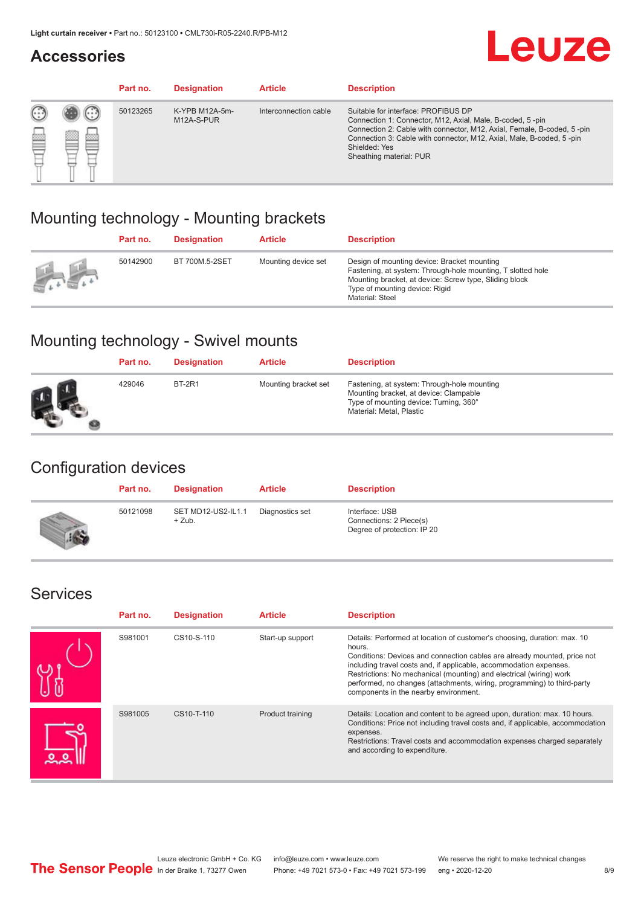## Accessories

| Part no. | Designation | Article | Description |
|---|---|---|---|
| 50123265 | K-YPB M12A-5m-M12A-S-PUR | Interconnection cable | Suitable for interface: PROFIBUS DP<br>Connection 1: Connector, M12, Axial, Male, B-coded, 5 -pin<br>Connection 2: Cable with connector, M12, Axial, Female, B-coded, 5 -pin<br>Connection 3: Cable with connector, M12, Axial, Male, B-coded, 5 -pin<br>Shielded: Yes<br>Sheathing material: PUR |

## Mounting technology - Mounting brackets

| Part no. | Designation | Article | Description |
|---|---|---|---|
| 50142900 | BT 700M.5-2SET | Mounting device set | Design of mounting device: Bracket mounting<br>Fastening, at system: Through-hole mounting, T slotted hole<br>Mounting bracket, at device: Screw type, Sliding block<br>Type of mounting device: Rigid<br>Material: Steel |

## Mounting technology - Swivel mounts

| Part no. | Designation | Article | Description |
|---|---|---|---|
| 429046 | BT-2R1 | Mounting bracket set | Fastening, at system: Through-hole mounting<br>Mounting bracket, at device: Clampable<br>Type of mounting device: Turning, 360°<br>Material: Metal, Plastic |

## Configuration devices

| Part no. | Designation | Article | Description |
|---|---|---|---|
| 50121098 | SET MD12-US2-IL1.1 + Zub. | Diagnostics set | Interface: USB<br>Connections: 2 Piece(s)<br>Degree of protection: IP 20 |

## Services

| Part no. | Designation | Article | Description |
|---|---|---|---|
| S981001 | CS10-S-110 | Start-up support | Details: Performed at location of customer's choosing, duration: max. 10 hours.<br>Conditions: Devices and connection cables are already mounted, price not including travel costs and, if applicable, accommodation expenses.<br>Restrictions: No mechanical (mounting) and electrical (wiring) work performed, no changes (attachments, wiring, programming) to third-party components in the nearby environment. |
| S981005 | CS10-T-110 | Product training | Details: Location and content to be agreed upon, duration: max. 10 hours.<br>Conditions: Price not including travel costs and, if applicable, accommodation expenses.<br>Restrictions: Travel costs and accommodation expenses charged separately and according to expenditure. |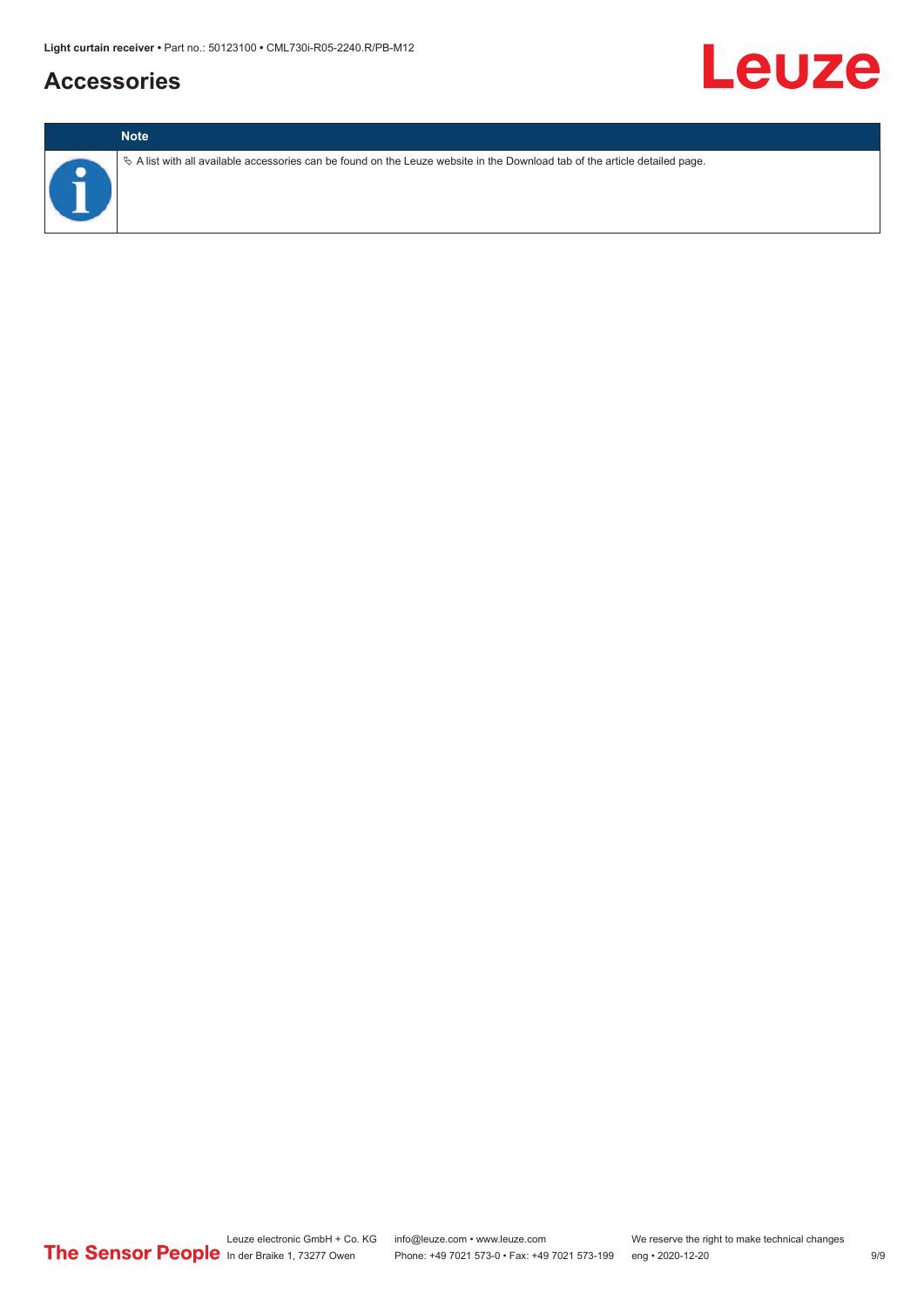## Accessories

| | Note |
| --- | --- |
| | ✎ A list with all available accessories can be found on the Leuze website in the Download tab of the article detailed page. |